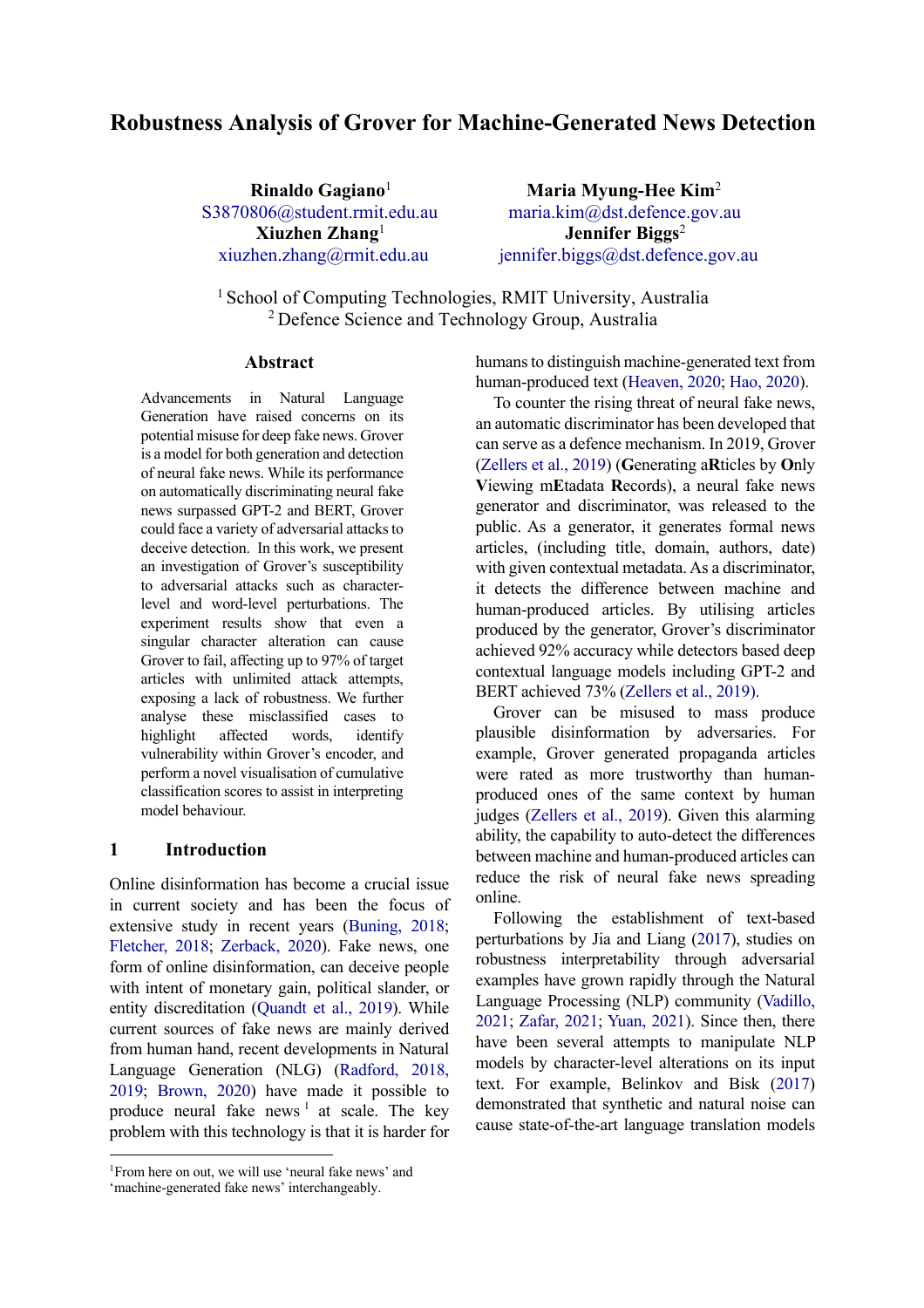# Robustness Analysis of Grover for Machine-Generated News Detection

**Rinaldo Gagiano**[1]
S3870806@student.rmit.edu.au

**Xiuzhen Zhang**[1]
xiuzhen.zhang@rmit.edu.au

**Maria Myung-Hee Kim**[2]
maria.kim@dst.defence.gov.au

**Jennifer Biggs**[2]
jennifer.biggs@dst.defence.gov.au

[1] School of Computing Technologies, RMIT University, Australia
[2] Defence Science and Technology Group, Australia

## Abstract

Advancements in Natural Language Generation have raised concerns on its potential misuse for deep fake news. Grover is a model for both generation and detection of neural fake news. While its performance on automatically discriminating neural fake news surpassed GPT-2 and BERT, Grover could face a variety of adversarial attacks to deceive detection. In this work, we present an investigation of Grover's susceptibility to adversarial attacks such as character-level and word-level perturbations. The experiment results show that even a singular character alteration can cause Grover to fail, affecting up to 97% of target articles with unlimited attack attempts, exposing a lack of robustness. We further analyse these misclassified cases to highlight affected words, identify vulnerability within Grover's encoder, and perform a novel visualisation of cumulative classification scores to assist in interpreting model behaviour.

## 1 Introduction

Online disinformation has become a crucial issue in current society and has been the focus of extensive study in recent years (Buning, 2018; Fletcher, 2018; Zerback, 2020). Fake news, one form of online disinformation, can deceive people with intent of monetary gain, political slander, or entity discreditation (Quandt et al., 2019). While current sources of fake news are mainly derived from human hand, recent developments in Natural Language Generation (NLG) (Radford, 2018, 2019; Brown, 2020) have made it possible to produce neural fake news [1] at scale. The key problem with this technology is that it is harder for humans to distinguish machine-generated text from human-produced text (Heaven, 2020; Hao, 2020).

To counter the rising threat of neural fake news, an automatic discriminator has been developed that can serve as a defence mechanism. In 2019, Grover (Zellers et al., 2019) (**G**enerating a**R**ticles by **O**nly **V**iewing m**E**tadata **R**ecords), a neural fake news generator and discriminator, was released to the public. As a generator, it generates formal news articles, (including title, domain, authors, date) with given contextual metadata. As a discriminator, it detects the difference between machine and human-produced articles. By utilising articles produced by the generator, Grover's discriminator achieved 92% accuracy while detectors based deep contextual language models including GPT-2 and BERT achieved 73% (Zellers et al., 2019).

Grover can be misused to mass produce plausible disinformation by adversaries. For example, Grover generated propaganda articles were rated as more trustworthy than human-produced ones of the same context by human judges (Zellers et al., 2019). Given this alarming ability, the capability to auto-detect the differences between machine and human-produced articles can reduce the risk of neural fake news spreading online.

Following the establishment of text-based perturbations by Jia and Liang (2017), studies on robustness interpretability through adversarial examples have grown rapidly through the Natural Language Processing (NLP) community (Vadillo, 2021; Zafar, 2021; Yuan, 2021). Since then, there have been several attempts to manipulate NLP models by character-level alterations on its input text. For example, Belinkov and Bisk (2017) demonstrated that synthetic and natural noise can cause state-of-the-art language translation models

[1] From here on out, we will use 'neural fake news' and 'machine-generated fake news' interchangeably.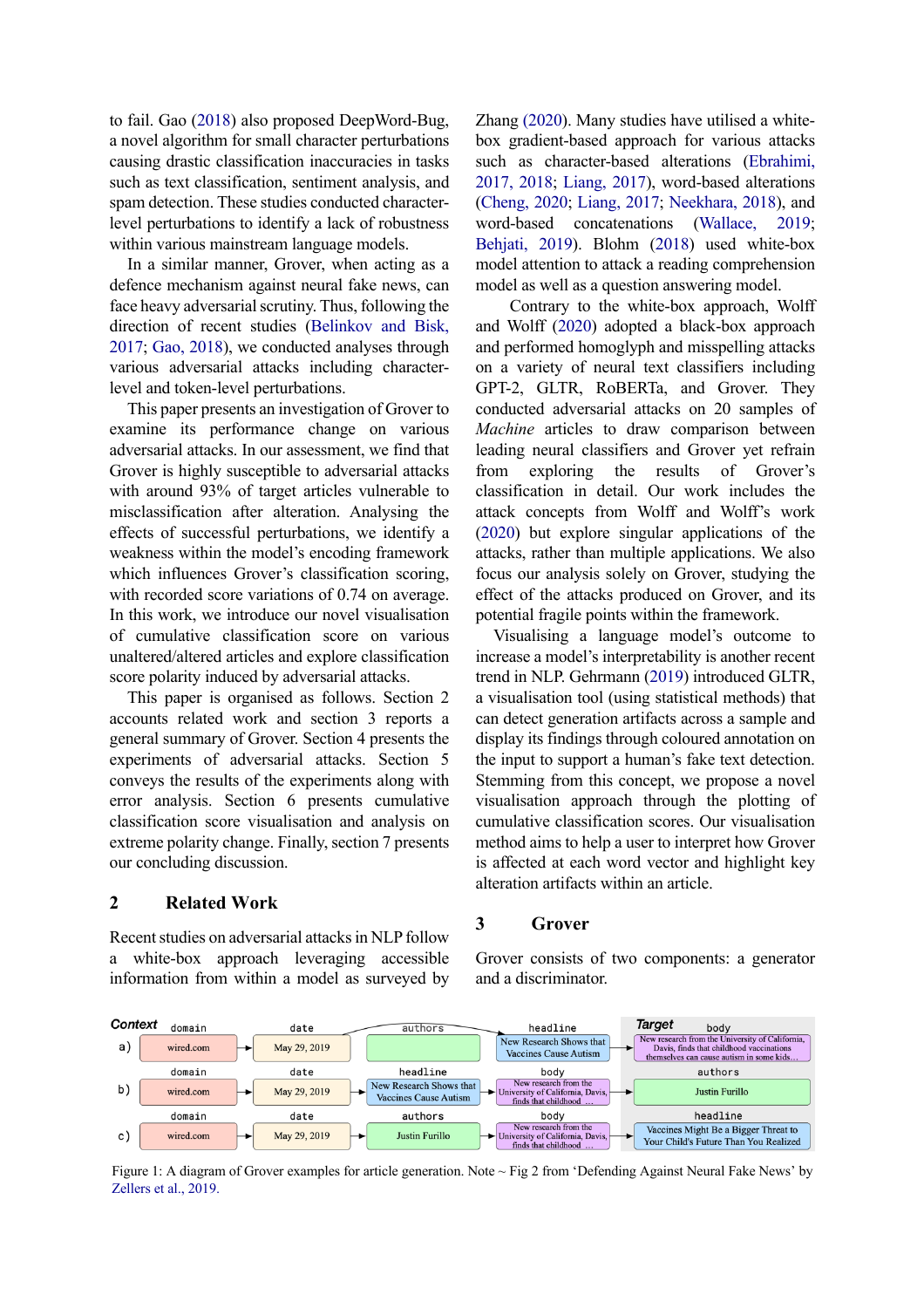to fail. Gao (2018) also proposed DeepWord-Bug, a novel algorithm for small character perturbations causing drastic classification inaccuracies in tasks such as text classification, sentiment analysis, and spam detection. These studies conducted character-level perturbations to identify a lack of robustness within various mainstream language models.

In a similar manner, Grover, when acting as a defence mechanism against neural fake news, can face heavy adversarial scrutiny. Thus, following the direction of recent studies (Belinkov and Bisk, 2017; Gao, 2018), we conducted analyses through various adversarial attacks including character-level and token-level perturbations.

This paper presents an investigation of Grover to examine its performance change on various adversarial attacks. In our assessment, we find that Grover is highly susceptible to adversarial attacks with around 93% of target articles vulnerable to misclassification after alteration. Analysing the effects of successful perturbations, we identify a weakness within the model's encoding framework which influences Grover's classification scoring, with recorded score variations of 0.74 on average. In this work, we introduce our novel visualisation of cumulative classification score on various unaltered/altered articles and explore classification score polarity induced by adversarial attacks.

This paper is organised as follows. Section 2 accounts related work and section 3 reports a general summary of Grover. Section 4 presents the experiments of adversarial attacks. Section 5 conveys the results of the experiments along with error analysis. Section 6 presents cumulative classification score visualisation and analysis on extreme polarity change. Finally, section 7 presents our concluding discussion.

## 2 Related Work

Recent studies on adversarial attacks in NLP follow a white-box approach leveraging accessible information from within a model as surveyed by Zhang (2020). Many studies have utilised a white-box gradient-based approach for various attacks such as character-based alterations (Ebrahimi, 2017, 2018; Liang, 2017), word-based alterations (Cheng, 2020; Liang, 2017; Neekhara, 2018), and word-based concatenations (Wallace, 2019; Behjati, 2019). Blohm (2018) used white-box model attention to attack a reading comprehension model as well as a question answering model.

Contrary to the white-box approach, Wolff and Wolff (2020) adopted a black-box approach and performed homoglyph and misspelling attacks on a variety of neural text classifiers including GPT-2, GLTR, RoBERTa, and Grover. They conducted adversarial attacks on 20 samples of *Machine* articles to draw comparison between leading neural classifiers and Grover yet refrain from exploring the results of Grover's classification in detail. Our work includes the attack concepts from Wolff and Wolff's work (2020) but explore singular applications of the attacks, rather than multiple applications. We also focus our analysis solely on Grover, studying the effect of the attacks produced on Grover, and its potential fragile points within the framework.

Visualising a language model's outcome to increase a model's interpretability is another recent trend in NLP. Gehrmann (2019) introduced GLTR, a visualisation tool (using statistical methods) that can detect generation artifacts across a sample and display its findings through coloured annotation on the input to support a human's fake text detection. Stemming from this concept, we propose a novel visualisation approach through the plotting of cumulative classification scores. Our visualisation method aims to help a user to interpret how Grover is affected at each word vector and highlight key alteration artifacts within an article.

## 3 Grover

Grover consists of two components: a generator and a discriminator.

| | Context | | | | Target | |
|---|---|---|---|---|---|---|
| | domain | date | authors | headline | body | |
| a) | wired.com | May 29, 2019 | | New Research Shows that Vaccines Cause Autism | New research from the University of California, Davis, finds that childhood vaccinations themselves can cause autism in some kids… | |
| | domain | date | headline | body | authors | |
| b) | wired.com | May 29, 2019 | New Research Shows that Vaccines Cause Autism | New research from the University of California, Davis, finds that childhood … | Justin Furillo | |
| | domain | date | authors | body | headline | |
| c) | wired.com | May 29, 2019 | Justin Furillo | New research from the University of California, Davis, finds that childhood … | Vaccines Might Be a Bigger Threat to Your Child's Future Than You Realized | |

Figure 1: A diagram of Grover examples for article generation. Note ~ Fig 2 from 'Defending Against Neural Fake News' by Zellers et al., 2019.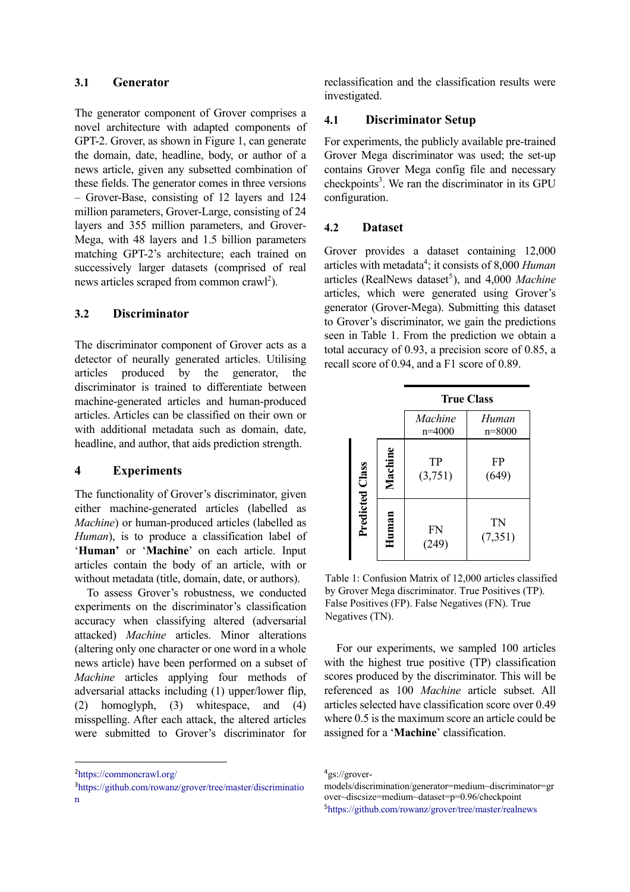### 3.1 Generator

The generator component of Grover comprises a novel architecture with adapted components of GPT-2. Grover, as shown in Figure 1, can generate the domain, date, headline, body, or author of a news article, given any subsetted combination of these fields. The generator comes in three versions – Grover-Base, consisting of 12 layers and 124 million parameters, Grover-Large, consisting of 24 layers and 355 million parameters, and Grover-Mega, with 48 layers and 1.5 billion parameters matching GPT-2's architecture; each trained on successively larger datasets (comprised of real news articles scraped from common crawl[2]).

### 3.2 Discriminator

The discriminator component of Grover acts as a detector of neurally generated articles. Utilising articles produced by the generator, the discriminator is trained to differentiate between machine-generated articles and human-produced articles. Articles can be classified on their own or with additional metadata such as domain, date, headline, and author, that aids prediction strength.

## 4 Experiments

The functionality of Grover's discriminator, given either machine-generated articles (labelled as *Machine*) or human-produced articles (labelled as *Human*), is to produce a classification label of '**Human**' or '**Machine**' on each article. Input articles contain the body of an article, with or without metadata (title, domain, date, or authors).

To assess Grover's robustness, we conducted experiments on the discriminator's classification accuracy when classifying altered (adversarial attacked) *Machine* articles. Minor alterations (altering only one character or one word in a whole news article) have been performed on a subset of *Machine* articles applying four methods of adversarial attacks including (1) upper/lower flip, (2) homoglyph, (3) whitespace, and (4) misspelling. After each attack, the altered articles were submitted to Grover's discriminator for reclassification and the classification results were investigated.

### 4.1 Discriminator Setup

For experiments, the publicly available pre-trained Grover Mega discriminator was used; the set-up contains Grover Mega config file and necessary checkpoints[3]. We ran the discriminator in its GPU configuration.

### 4.2 Dataset

Grover provides a dataset containing 12,000 articles with metadata[4]; it consists of 8,000 *Human* articles (RealNews dataset[5]), and 4,000 *Machine* articles, which were generated using Grover's generator (Grover-Mega). Submitting this dataset to Grover's discriminator, we gain the predictions seen in Table 1. From the prediction we obtain a total accuracy of 0.93, a precision score of 0.85, a recall score of 0.94, and a F1 score of 0.89.

| | | **True Class** | |
|---|---|---|---|
| | | *Machine* n=4000 | *Human* n=8000 |
| **Predicted Class** | **Machine** | TP (3,751) | FP (649) |
| | **Human** | FN (249) | TN (7,351) |

Table 1: Confusion Matrix of 12,000 articles classified by Grover Mega discriminator. True Positives (TP). False Positives (FP). False Negatives (FN). True Negatives (TN).

For our experiments, we sampled 100 articles with the highest true positive (TP) classification scores produced by the discriminator. This will be referenced as 100 *Machine* article subset. All articles selected have classification score over 0.49 where 0.5 is the maximum score an article could be assigned for a '**Machine**' classification.

---

[2]https://commoncrawl.org/

[3]https://github.com/rowanz/grover/tree/master/discrimination

[4]gs://grover-models/discrimination/generator=medium~discriminator=grover~discsize=medium~dataset=p=0.96/checkpoint

[5]https://github.com/rowanz/grover/tree/master/realnews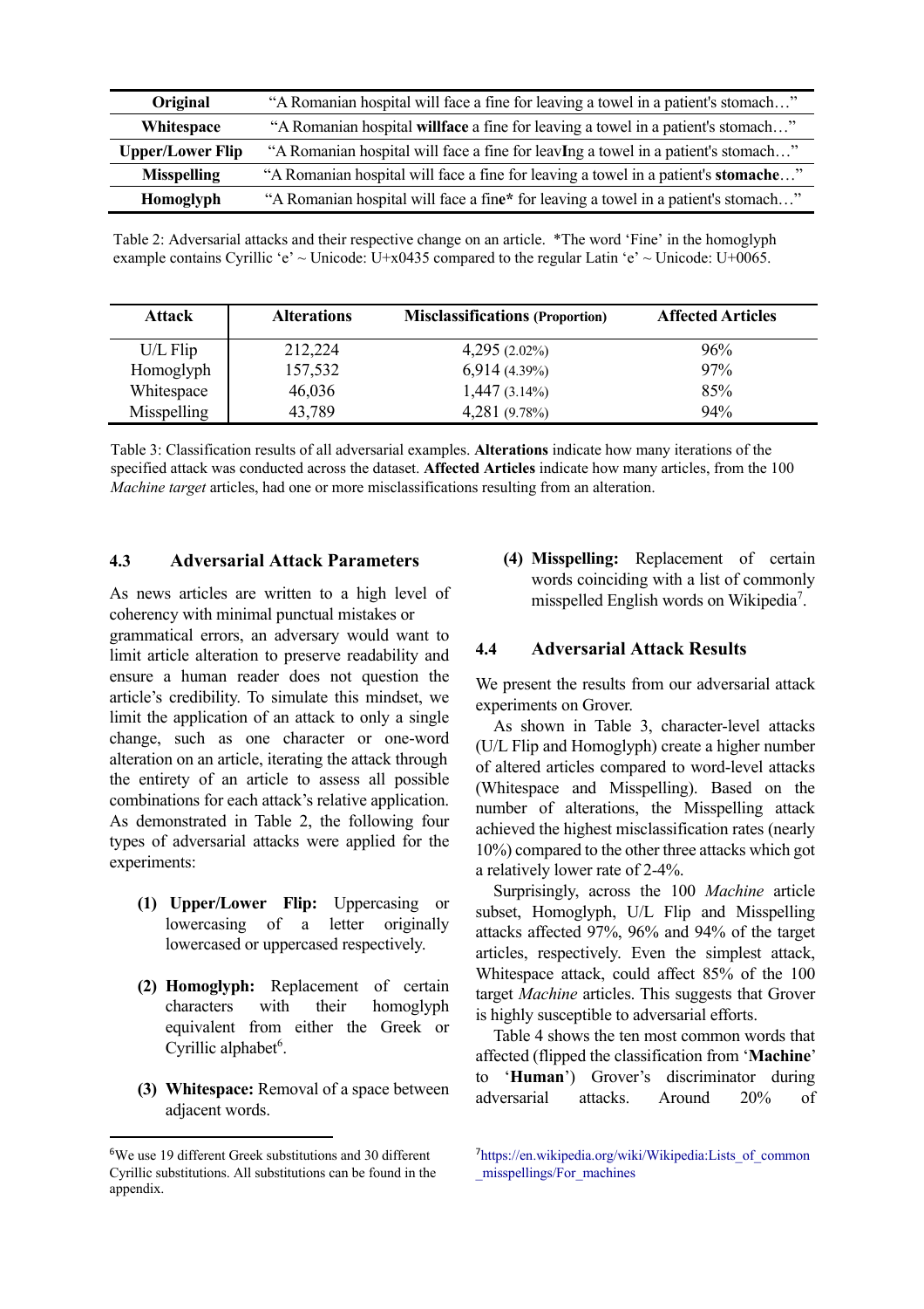| Original | "A Romanian hospital will face a fine for leaving a towel in a patient's stomach…" |
|---|---|
| Whitespace | "A Romanian hospital **willface** a fine for leaving a towel in a patient's stomach…" |
| Upper/Lower Flip | "A Romanian hospital will face a fine for leav**I**ng a towel in a patient's stomach…" |
| Misspelling | "A Romanian hospital will face a fine for leaving a towel in a patient's **stomache**…" |
| Homoglyph | "A Romanian hospital will face a fin**е*** for leaving a towel in a patient's stomach…" |

Table 2: Adversarial attacks and their respective change on an article. *The word 'Fine' in the homoglyph example contains Cyrillic 'е' ~ Unicode: U+x0435 compared to the regular Latin 'e' ~ Unicode: U+0065.

| Attack | Alterations | Misclassifications (Proportion) | Affected Articles |
|---|---|---|---|
| U/L Flip | 212,224 | 4,295 (2.02%) | 96% |
| Homoglyph | 157,532 | 6,914 (4.39%) | 97% |
| Whitespace | 46,036 | 1,447 (3.14%) | 85% |
| Misspelling | 43,789 | 4,281 (9.78%) | 94% |

Table 3: Classification results of all adversarial examples. **Alterations** indicate how many iterations of the specified attack was conducted across the dataset. **Affected Articles** indicate how many articles, from the 100 *Machine target* articles, had one or more misclassifications resulting from an alteration.

### 4.3 Adversarial Attack Parameters

As news articles are written to a high level of coherency with minimal punctual mistakes or grammatical errors, an adversary would want to limit article alteration to preserve readability and ensure a human reader does not question the article's credibility. To simulate this mindset, we limit the application of an attack to only a single change, such as one character or one-word alteration on an article, iterating the attack through the entirety of an article to assess all possible combinations for each attack's relative application. As demonstrated in Table 2, the following four types of adversarial attacks were applied for the experiments:

**(1) Upper/Lower Flip:** Uppercasing or lowercasing of a letter originally lowercased or uppercased respectively.

**(2) Homoglyph:** Replacement of certain characters with their homoglyph equivalent from either the Greek or Cyrillic alphabet[6].

**(3) Whitespace:** Removal of a space between adjacent words.

**(4) Misspelling:** Replacement of certain words coinciding with a list of commonly misspelled English words on Wikipedia[7].

### 4.4 Adversarial Attack Results

We present the results from our adversarial attack experiments on Grover.

As shown in Table 3, character-level attacks (U/L Flip and Homoglyph) create a higher number of altered articles compared to word-level attacks (Whitespace and Misspelling). Based on the number of alterations, the Misspelling attack achieved the highest misclassification rates (nearly 10%) compared to the other three attacks which got a relatively lower rate of 2-4%.

Surprisingly, across the 100 *Machine* article subset, Homoglyph, U/L Flip and Misspelling attacks affected 97%, 96% and 94% of the target articles, respectively. Even the simplest attack, Whitespace attack, could affect 85% of the 100 target *Machine* articles. This suggests that Grover is highly susceptible to adversarial efforts.

Table 4 shows the ten most common words that affected (flipped the classification from '**Machine**' to '**Human**') Grover's discriminator during adversarial attacks. Around 20% of

[6]We use 19 different Greek substitutions and 30 different Cyrillic substitutions. All substitutions can be found in the appendix.

[7]https://en.wikipedia.org/wiki/Wikipedia:Lists_of_common_misspellings/For_machines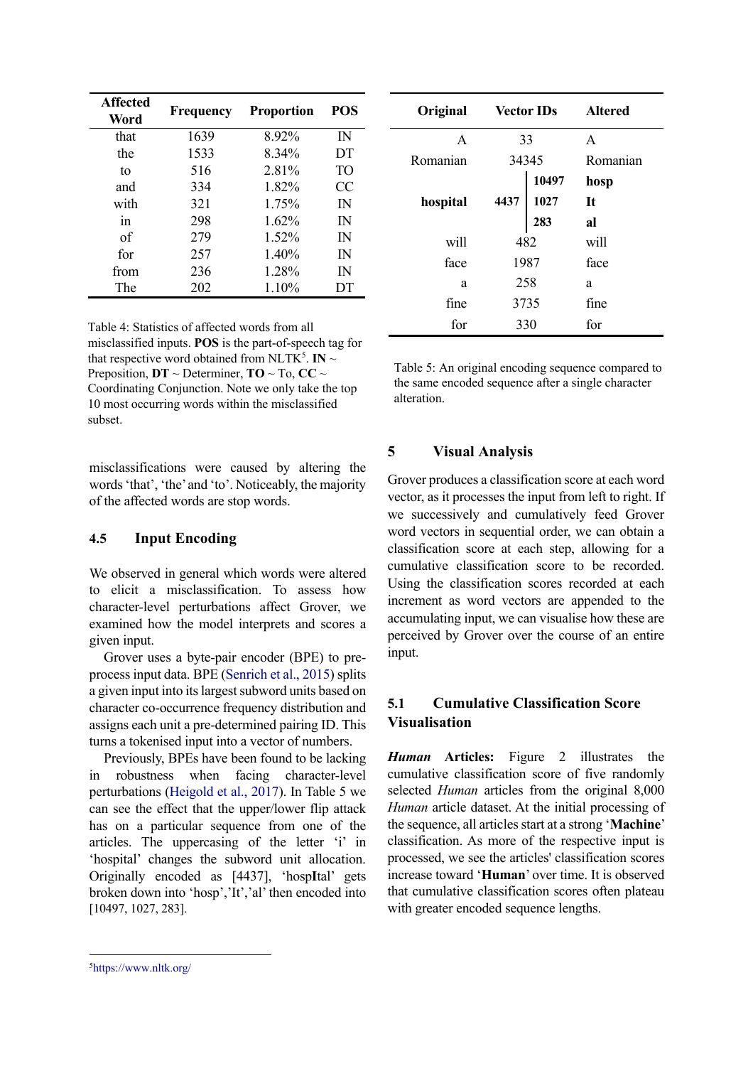| Affected Word | Frequency | Proportion | POS |
|---|---|---|---|
| that | 1639 | 8.92% | IN |
| the | 1533 | 8.34% | DT |
| to | 516 | 2.81% | TO |
| and | 334 | 1.82% | CC |
| with | 321 | 1.75% | IN |
| in | 298 | 1.62% | IN |
| of | 279 | 1.52% | IN |
| for | 257 | 1.40% | IN |
| from | 236 | 1.28% | IN |
| The | 202 | 1.10% | DT |

Table 4: Statistics of affected words from all misclassified inputs. **POS** is the part-of-speech tag for that respective word obtained from NLTK[5]. **IN** ~ Preposition, **DT** ~ Determiner, **TO** ~ To, **CC** ~ Coordinating Conjunction. Note we only take the top 10 most occurring words within the misclassified subset.

misclassifications were caused by altering the words 'that', 'the' and 'to'. Noticeably, the majority of the affected words are stop words.

## 4.5 Input Encoding

We observed in general which words were altered to elicit a misclassification. To assess how character-level perturbations affect Grover, we examined how the model interprets and scores a given input.

Grover uses a byte-pair encoder (BPE) to pre-process input data. BPE (Senrich et al., 2015) splits a given input into its largest subword units based on character co-occurrence frequency distribution and assigns each unit a pre-determined pairing ID. This turns a tokenised input into a vector of numbers.

Previously, BPEs have been found to be lacking in robustness when facing character-level perturbations (Heigold et al., 2017). In Table 5 we can see the effect that the upper/lower flip attack has on a particular sequence from one of the articles. The uppercasing of the letter 'i' in 'hospital' changes the subword unit allocation. Originally encoded as [4437], 'hosp**I**tal' gets broken down into 'hosp','It','al' then encoded into [10497, 1027, 283].

| Original | Vector IDs | | Altered |
|---|---|---|---|
| A | 33 | | A |
| Romanian | 34345 | | Romanian |
| | | **10497** | **hosp** |
| **hospital** | **4437** | **1027** | **It** |
| | | **283** | **al** |
| will | 482 | | will |
| face | 1987 | | face |
| a | 258 | | a |
| fine | 3735 | | fine |
| for | 330 | | for |

Table 5: An original encoding sequence compared to the same encoded sequence after a single character alteration.

# 5 Visual Analysis

Grover produces a classification score at each word vector, as it processes the input from left to right. If we successively and cumulatively feed Grover word vectors in sequential order, we can obtain a classification score at each step, allowing for a cumulative classification score to be recorded. Using the classification scores recorded at each increment as word vectors are appended to the accumulating input, we can visualise how these are perceived by Grover over the course of an entire input.

## 5.1 Cumulative Classification Score Visualisation

***Human* Articles:** Figure 2 illustrates the cumulative classification score of five randomly selected *Human* articles from the original 8,000 *Human* article dataset. At the initial processing of the sequence, all articles start at a strong '**Machine**' classification. As more of the respective input is processed, we see the articles' classification scores increase toward '**Human**' over time. It is observed that cumulative classification scores often plateau with greater encoded sequence lengths.

[5] https://www.nltk.org/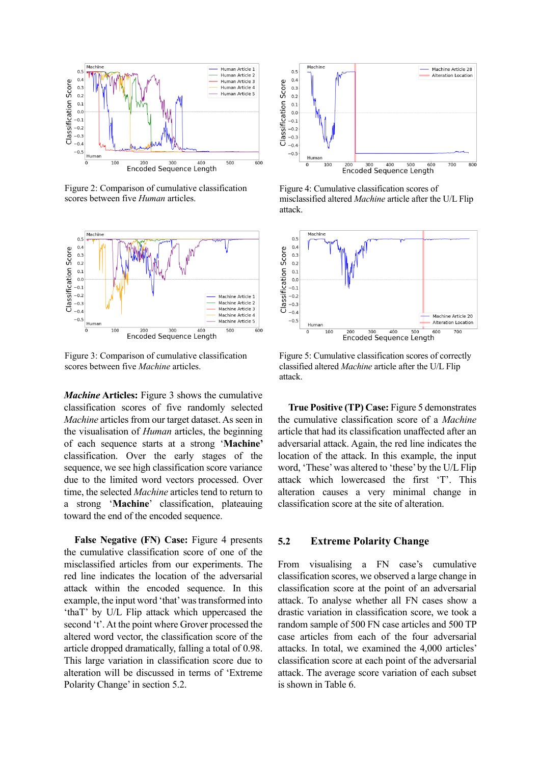Figure 2: Comparison of cumulative classification scores between five *Human* articles.

Figure 3: Comparison of cumulative classification scores between five *Machine* articles.

***Machine* Articles:** Figure 3 shows the cumulative classification scores of five randomly selected *Machine* articles from our target dataset. As seen in the visualisation of *Human* articles, the beginning of each sequence starts at a strong '**Machine**' classification. Over the early stages of the sequence, we see high classification score variance due to the limited word vectors processed. Over time, the selected *Machine* articles tend to return to a strong '**Machine**' classification, plateauing toward the end of the encoded sequence.

**False Negative (FN) Case:** Figure 4 presents the cumulative classification score of one of the misclassified articles from our experiments. The red line indicates the location of the adversarial attack within the encoded sequence. In this example, the input word 'that' was transformed into 'thaT' by U/L Flip attack which uppercased the second 't'. At the point where Grover processed the altered word vector, the classification score of the article dropped dramatically, falling a total of 0.98. This large variation in classification score due to alteration will be discussed in terms of 'Extreme Polarity Change' in section 5.2.

Figure 4: Cumulative classification scores of misclassified altered *Machine* article after the U/L Flip attack.

Figure 5: Cumulative classification scores of correctly classified altered *Machine* article after the U/L Flip attack.

**True Positive (TP) Case:** Figure 5 demonstrates the cumulative classification score of a *Machine* article that had its classification unaffected after an adversarial attack. Again, the red line indicates the location of the attack. In this example, the input word, 'These' was altered to 'these' by the U/L Flip attack which lowercased the first 'T'. This alteration causes a very minimal change in classification score at the site of alteration.

## 5.2 Extreme Polarity Change

From visualising a FN case's cumulative classification scores, we observed a large change in classification score at the point of an adversarial attack. To analyse whether all FN cases show a drastic variation in classification score, we took a random sample of 500 FN case articles and 500 TP case articles from each of the four adversarial attacks. In total, we examined the 4,000 articles' classification score at each point of the adversarial attack. The average score variation of each subset is shown in Table 6.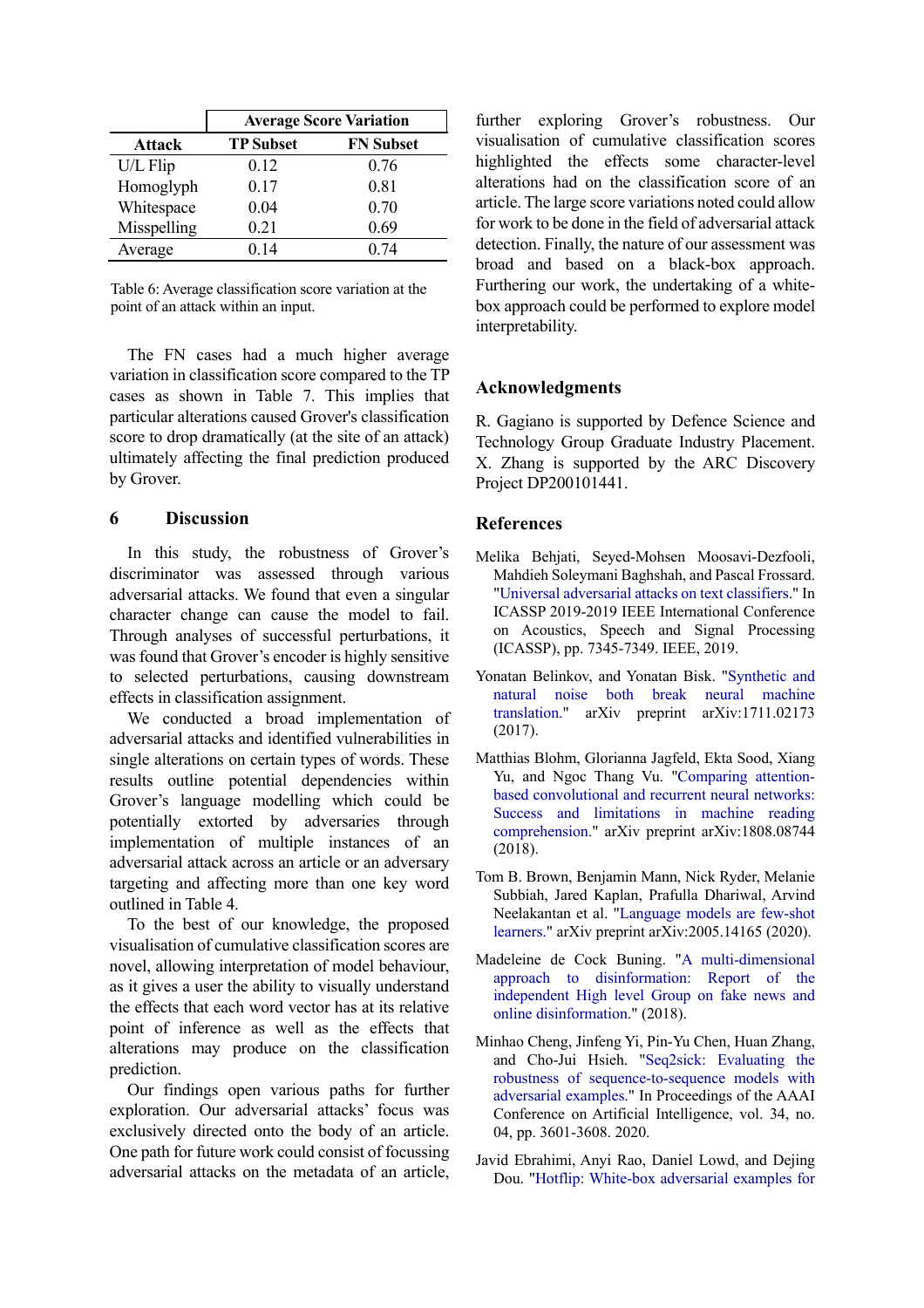| | Average Score Variation | |
|---|---|---|
| **Attack** | **TP Subset** | **FN Subset** |
| U/L Flip | 0.12 | 0.76 |
| Homoglyph | 0.17 | 0.81 |
| Whitespace | 0.04 | 0.70 |
| Misspelling | 0.21 | 0.69 |
| Average | 0.14 | 0.74 |

Table 6: Average classification score variation at the point of an attack within an input.

The FN cases had a much higher average variation in classification score compared to the TP cases as shown in Table 7. This implies that particular alterations caused Grover's classification score to drop dramatically (at the site of an attack) ultimately affecting the final prediction produced by Grover.

## 6 Discussion

In this study, the robustness of Grover's discriminator was assessed through various adversarial attacks. We found that even a singular character change can cause the model to fail. Through analyses of successful perturbations, it was found that Grover's encoder is highly sensitive to selected perturbations, causing downstream effects in classification assignment.

We conducted a broad implementation of adversarial attacks and identified vulnerabilities in single alterations on certain types of words. These results outline potential dependencies within Grover's language modelling which could be potentially extorted by adversaries through implementation of multiple instances of an adversarial attack across an article or an adversary targeting and affecting more than one key word outlined in Table 4.

To the best of our knowledge, the proposed visualisation of cumulative classification scores are novel, allowing interpretation of model behaviour, as it gives a user the ability to visually understand the effects that each word vector has at its relative point of inference as well as the effects that alterations may produce on the classification prediction.

Our findings open various paths for further exploration. Our adversarial attacks' focus was exclusively directed onto the body of an article. One path for future work could consist of focussing adversarial attacks on the metadata of an article, further exploring Grover's robustness. Our visualisation of cumulative classification scores highlighted the effects some character-level alterations had on the classification score of an article. The large score variations noted could allow for work to be done in the field of adversarial attack detection. Finally, the nature of our assessment was broad and based on a black-box approach. Furthering our work, the undertaking of a white-box approach could be performed to explore model interpretability.

## Acknowledgments

R. Gagiano is supported by Defence Science and Technology Group Graduate Industry Placement. X. Zhang is supported by the ARC Discovery Project DP200101441.

## References

Melika Behjati, Seyed-Mohsen Moosavi-Dezfooli, Mahdieh Soleymani Baghshah, and Pascal Frossard. "Universal adversarial attacks on text classifiers." In ICASSP 2019-2019 IEEE International Conference on Acoustics, Speech and Signal Processing (ICASSP), pp. 7345-7349. IEEE, 2019.

Yonatan Belinkov, and Yonatan Bisk. "Synthetic and natural noise both break neural machine translation." arXiv preprint arXiv:1711.02173 (2017).

Matthias Blohm, Glorianna Jagfeld, Ekta Sood, Xiang Yu, and Ngoc Thang Vu. "Comparing attention-based convolutional and recurrent neural networks: Success and limitations in machine reading comprehension." arXiv preprint arXiv:1808.08744 (2018).

Tom B. Brown, Benjamin Mann, Nick Ryder, Melanie Subbiah, Jared Kaplan, Prafulla Dhariwal, Arvind Neelakantan et al. "Language models are few-shot learners." arXiv preprint arXiv:2005.14165 (2020).

Madeleine de Cock Buning. "A multi-dimensional approach to disinformation: Report of the independent High level Group on fake news and online disinformation." (2018).

Minhao Cheng, Jinfeng Yi, Pin-Yu Chen, Huan Zhang, and Cho-Jui Hsieh. "Seq2sick: Evaluating the robustness of sequence-to-sequence models with adversarial examples." In Proceedings of the AAAI Conference on Artificial Intelligence, vol. 34, no. 04, pp. 3601-3608. 2020.

Javid Ebrahimi, Anyi Rao, Daniel Lowd, and Dejing Dou. "Hotflip: White-box adversarial examples for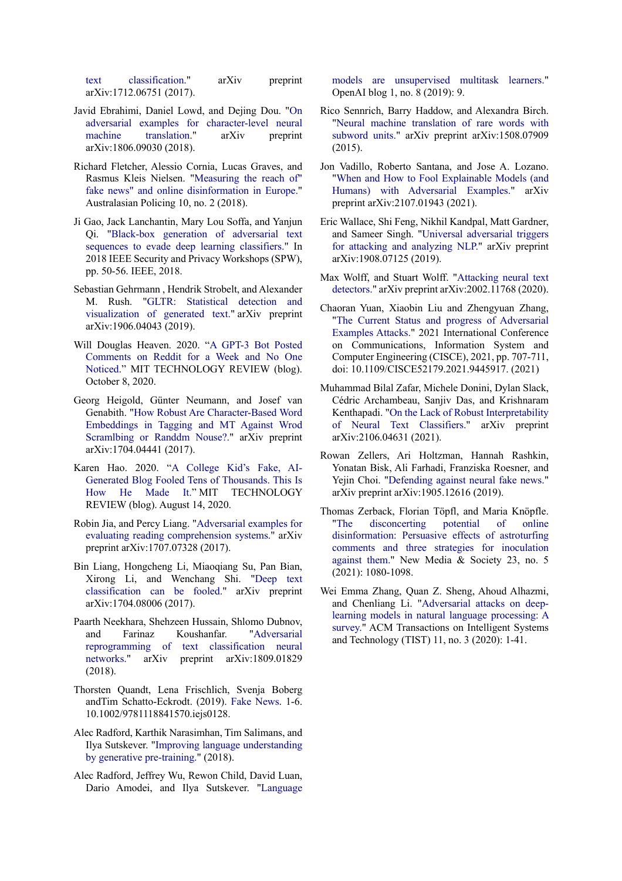text classification." arXiv preprint arXiv:1712.06751 (2017).

Javid Ebrahimi, Daniel Lowd, and Dejing Dou. "On adversarial examples for character-level neural machine translation." arXiv preprint arXiv:1806.09030 (2018).

Richard Fletcher, Alessio Cornia, Lucas Graves, and Rasmus Kleis Nielsen. "Measuring the reach of" fake news" and online disinformation in Europe." Australasian Policing 10, no. 2 (2018).

Ji Gao, Jack Lanchantin, Mary Lou Soffa, and Yanjun Qi. "Black-box generation of adversarial text sequences to evade deep learning classifiers." In 2018 IEEE Security and Privacy Workshops (SPW), pp. 50-56. IEEE, 2018.

Sebastian Gehrmann , Hendrik Strobelt, and Alexander M. Rush. "GLTR: Statistical detection and visualization of generated text." arXiv preprint arXiv:1906.04043 (2019).

Will Douglas Heaven. 2020. "A GPT-3 Bot Posted Comments on Reddit for a Week and No One Noticed." MIT TECHNOLOGY REVIEW (blog). October 8, 2020.

Georg Heigold, Günter Neumann, and Josef van Genabith. "How Robust Are Character-Based Word Embeddings in Tagging and MT Against Wrod Scramlbing or Randdm Nouse?." arXiv preprint arXiv:1704.04441 (2017).

Karen Hao. 2020. "A College Kid's Fake, AI-Generated Blog Fooled Tens of Thousands. This Is How He Made It." MIT TECHNOLOGY REVIEW (blog). August 14, 2020.

Robin Jia, and Percy Liang. "Adversarial examples for evaluating reading comprehension systems." arXiv preprint arXiv:1707.07328 (2017).

Bin Liang, Hongcheng Li, Miaoqiang Su, Pan Bian, Xirong Li, and Wenchang Shi. "Deep text classification can be fooled." arXiv preprint arXiv:1704.08006 (2017).

Paarth Neekhara, Shehzeen Hussain, Shlomo Dubnov, and Farinaz Koushanfar. "Adversarial reprogramming of text classification neural networks." arXiv preprint arXiv:1809.01829 (2018).

Thorsten Quandt, Lena Frischlich, Svenja Boberg andTim Schatto-Eckrodt. (2019). Fake News. 1-6. 10.1002/9781118841570.iejs0128.

Alec Radford, Karthik Narasimhan, Tim Salimans, and Ilya Sutskever. "Improving language understanding by generative pre-training." (2018).

Alec Radford, Jeffrey Wu, Rewon Child, David Luan, Dario Amodei, and Ilya Sutskever. "Language models are unsupervised multitask learners." OpenAI blog 1, no. 8 (2019): 9.

Rico Sennrich, Barry Haddow, and Alexandra Birch. "Neural machine translation of rare words with subword units." arXiv preprint arXiv:1508.07909 (2015).

Jon Vadillo, Roberto Santana, and Jose A. Lozano. "When and How to Fool Explainable Models (and Humans) with Adversarial Examples." arXiv preprint arXiv:2107.01943 (2021).

Eric Wallace, Shi Feng, Nikhil Kandpal, Matt Gardner, and Sameer Singh. "Universal adversarial triggers for attacking and analyzing NLP." arXiv preprint arXiv:1908.07125 (2019).

Max Wolff, and Stuart Wolff. "Attacking neural text detectors." arXiv preprint arXiv:2002.11768 (2020).

Chaoran Yuan, Xiaobin Liu and Zhengyuan Zhang, "The Current Status and progress of Adversarial Examples Attacks." 2021 International Conference on Communications, Information System and Computer Engineering (CISCE), 2021, pp. 707-711, doi: 10.1109/CISCE52179.2021.9445917. (2021)

Muhammad Bilal Zafar, Michele Donini, Dylan Slack, Cédric Archambeau, Sanjiv Das, and Krishnaram Kenthapadi. "On the Lack of Robust Interpretability of Neural Text Classifiers." arXiv preprint arXiv:2106.04631 (2021).

Rowan Zellers, Ari Holtzman, Hannah Rashkin, Yonatan Bisk, Ali Farhadi, Franziska Roesner, and Yejin Choi. "Defending against neural fake news." arXiv preprint arXiv:1905.12616 (2019).

Thomas Zerback, Florian Töpfl, and Maria Knöpfle. "The disconcerting potential of online disinformation: Persuasive effects of astroturfing comments and three strategies for inoculation against them." New Media & Society 23, no. 5 (2021): 1080-1098.

Wei Emma Zhang, Quan Z. Sheng, Ahoud Alhazmi, and Chenliang Li. "Adversarial attacks on deep-learning models in natural language processing: A survey." ACM Transactions on Intelligent Systems and Technology (TIST) 11, no. 3 (2020): 1-41.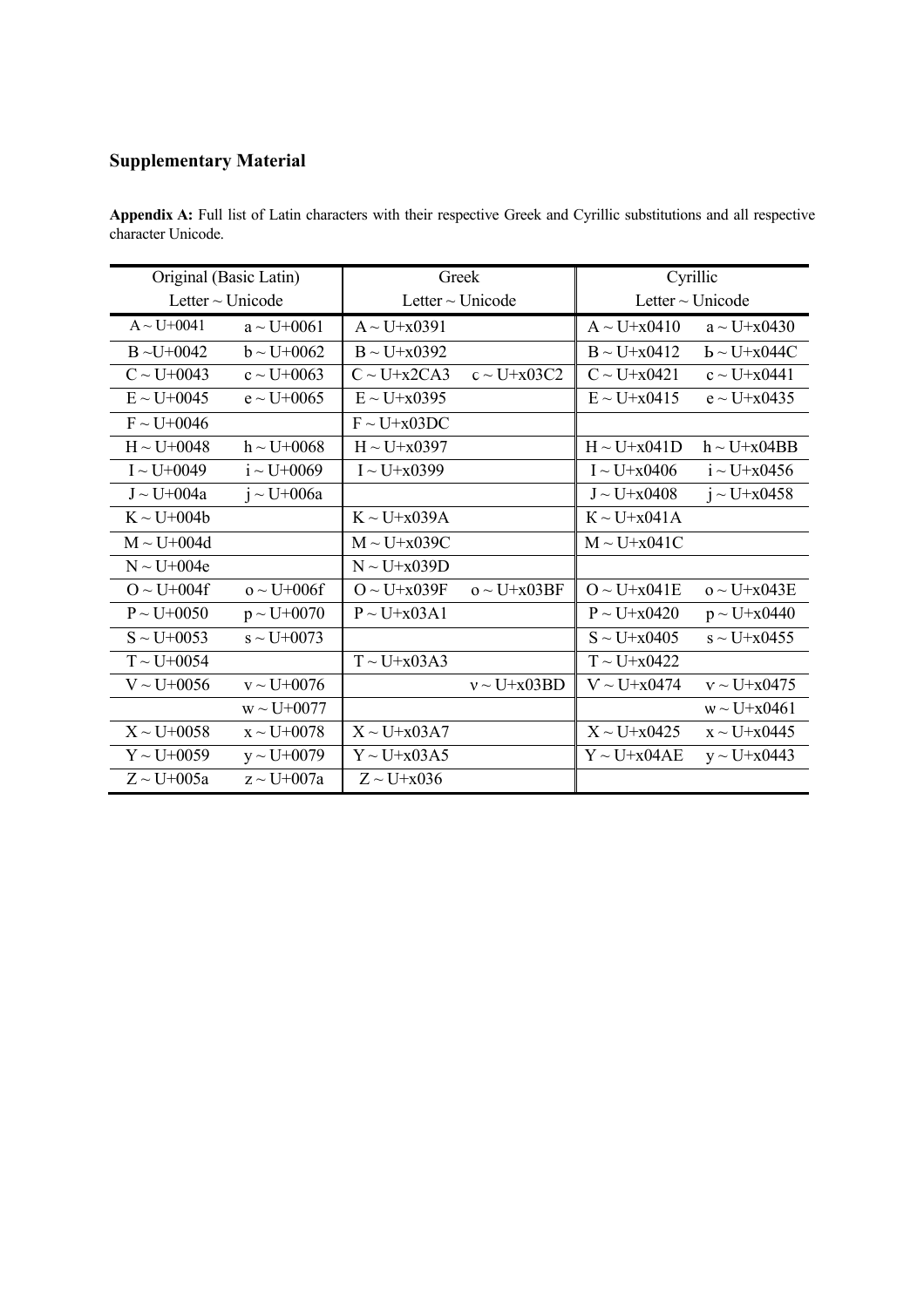## Supplementary Material

**Appendix A:** Full list of Latin characters with their respective Greek and Cyrillic substitutions and all respective character Unicode.

| Original (Basic Latin) Letter ~ Unicode | | Greek Letter ~ Unicode | | Cyrillic Letter ~ Unicode | |
|---|---|---|---|---|---|
| A ~ U+0041 | a ~ U+0061 | Α ~ U+x0391 | | А ~ U+x0410 | а ~ U+x0430 |
| B ~U+0042 | b ~ U+0062 | Β ~ U+x0392 | | В ~ U+x0412 | Ь ~ U+x044C |
| C ~ U+0043 | c ~ U+0063 | Ϲ ~ U+x2CA3 | ς ~ U+x03C2 | С ~ U+x0421 | с ~ U+x0441 |
| E ~ U+0045 | e ~ U+0065 | Ε ~ U+x0395 | | Е ~ U+x0415 | е ~ U+x0435 |
| F ~ U+0046 | | Ϝ ~ U+x03DC | | | |
| H ~ U+0048 | h ~ U+0068 | Η ~ U+x0397 | | Н ~ U+x041D | һ ~ U+x04BB |
| I ~ U+0049 | i ~ U+0069 | Ι ~ U+x0399 | | І ~ U+x0406 | і ~ U+x0456 |
| J ~ U+004a | j ~ U+006a | | | Ј ~ U+x0408 | ј ~ U+x0458 |
| K ~ U+004b | | Κ ~ U+x039A | | К ~ U+x041A | |
| M ~ U+004d | | Μ ~ U+x039C | | М ~ U+x041C | |
| N ~ U+004e | | Ν ~ U+x039D | | | |
| O ~ U+004f | o ~ U+006f | Ο ~ U+x039F | ο ~ U+x03BF | О ~ U+x041E | о ~ U+x043E |
| P ~ U+0050 | p ~ U+0070 | Ρ ~ U+x03A1 | | Р ~ U+x0420 | р ~ U+x0440 |
| S ~ U+0053 | s ~ U+0073 | | | Ѕ ~ U+x0405 | ѕ ~ U+x0455 |
| T ~ U+0054 | | Τ ~ U+x03A3 | | Т ~ U+x0422 | |
| V ~ U+0056 | v ~ U+0076 | | ν ~ U+x03BD | Ѵ ~ U+x0474 | ѵ ~ U+x0475 |
| | w ~ U+0077 | | | | ѡ ~ U+x0461 |
| X ~ U+0058 | x ~ U+0078 | Χ ~ U+x03A7 | | Х ~ U+x0425 | х ~ U+x0445 |
| Y ~ U+0059 | y ~ U+0079 | Υ ~ U+x03A5 | | Ү ~ U+x04AE | у ~ U+x0443 |
| Z ~ U+005a | z ~ U+007a | Ζ ~ U+x036 | | | |